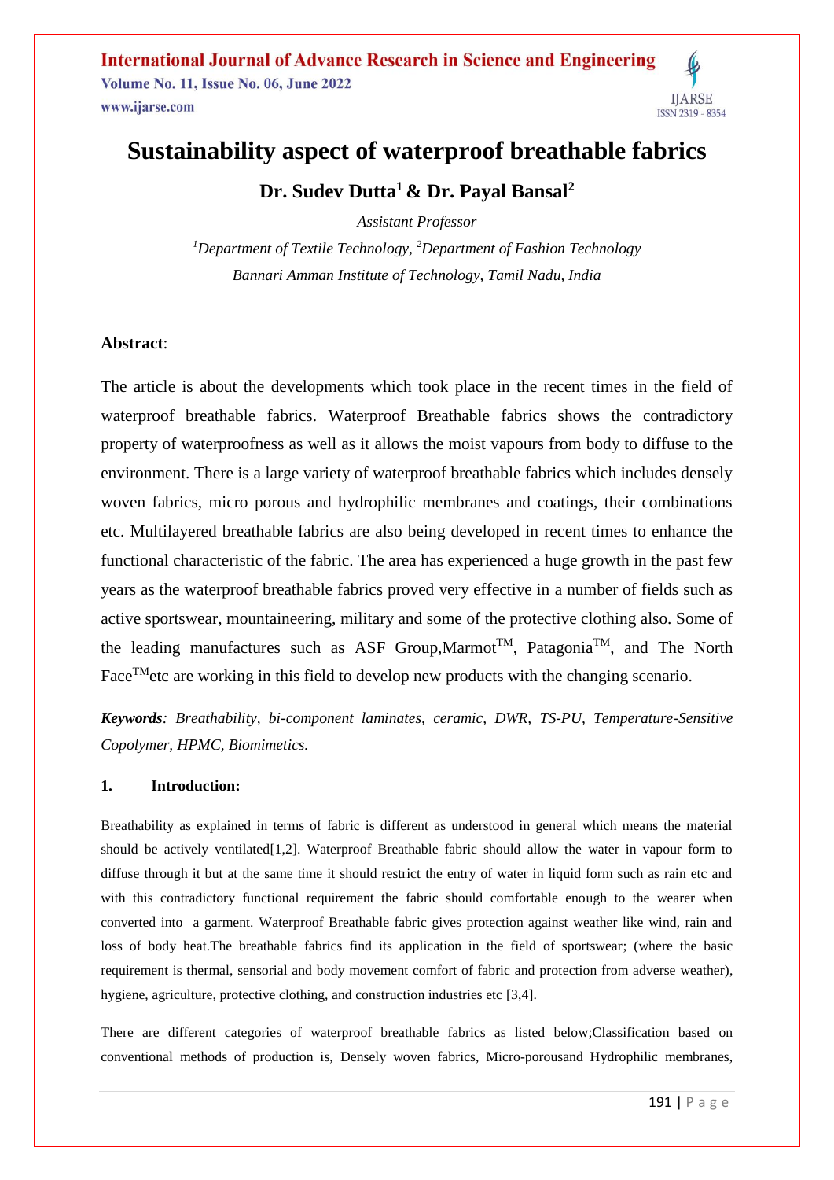# Sustainability aspect of waterproof breathable fabrics

**Dr. Sudev Dutta[1] & Dr. Payal Bansal[2]**

*Assistant Professor*

*[1]Department of Textile Technology, [2]Department of Fashion Technology*

*Bannari Amman Institute of Technology, Tamil Nadu, India*

**Abstract**:

The article is about the developments which took place in the recent times in the field of waterproof breathable fabrics. Waterproof Breathable fabrics shows the contradictory property of waterproofness as well as it allows the moist vapours from body to diffuse to the environment. There is a large variety of waterproof breathable fabrics which includes densely woven fabrics, micro porous and hydrophilic membranes and coatings, their combinations etc. Multilayered breathable fabrics are also being developed in recent times to enhance the functional characteristic of the fabric. The area has experienced a huge growth in the past few years as the waterproof breathable fabrics proved very effective in a number of fields such as active sportswear, mountaineering, military and some of the protective clothing also. Some of the leading manufactures such as ASF Group,Marmot™, Patagonia™, and The North Face™etc are working in this field to develop new products with the changing scenario.

***Keywords****: Breathability, bi-component laminates, ceramic, DWR, TS-PU, Temperature-Sensitive Copolymer, HPMC, Biomimetics.*

## 1. Introduction:

Breathability as explained in terms of fabric is different as understood in general which means the material should be actively ventilated[1,2]. Waterproof Breathable fabric should allow the water in vapour form to diffuse through it but at the same time it should restrict the entry of water in liquid form such as rain etc and with this contradictory functional requirement the fabric should comfortable enough to the wearer when converted into a garment. Waterproof Breathable fabric gives protection against weather like wind, rain and loss of body heat.The breathable fabrics find its application in the field of sportswear; (where the basic requirement is thermal, sensorial and body movement comfort of fabric and protection from adverse weather), hygiene, agriculture, protective clothing, and construction industries etc [3,4].

There are different categories of waterproof breathable fabrics as listed below;Classification based on conventional methods of production is, Densely woven fabrics, Micro-porousand Hydrophilic membranes,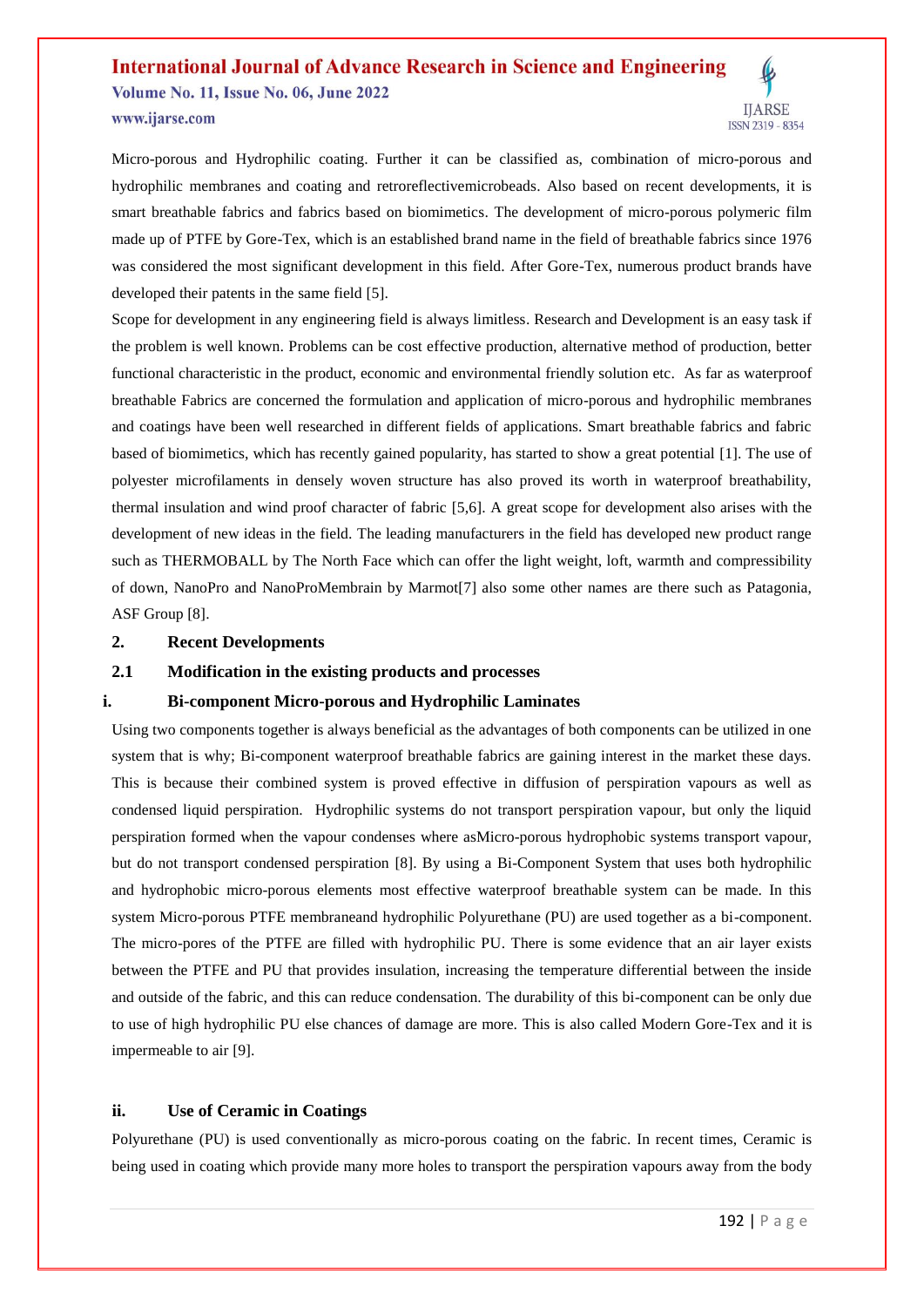Micro-porous and Hydrophilic coating. Further it can be classified as, combination of micro-porous and hydrophilic membranes and coating and retroreflectivemicrobeads. Also based on recent developments, it is smart breathable fabrics and fabrics based on biomimetics. The development of micro-porous polymeric film made up of PTFE by Gore-Tex, which is an established brand name in the field of breathable fabrics since 1976 was considered the most significant development in this field. After Gore-Tex, numerous product brands have developed their patents in the same field [5].

Scope for development in any engineering field is always limitless. Research and Development is an easy task if the problem is well known. Problems can be cost effective production, alternative method of production, better functional characteristic in the product, economic and environmental friendly solution etc. As far as waterproof breathable Fabrics are concerned the formulation and application of micro-porous and hydrophilic membranes and coatings have been well researched in different fields of applications. Smart breathable fabrics and fabric based of biomimetics, which has recently gained popularity, has started to show a great potential [1]. The use of polyester microfilaments in densely woven structure has also proved its worth in waterproof breathability, thermal insulation and wind proof character of fabric [5,6]. A great scope for development also arises with the development of new ideas in the field. The leading manufacturers in the field has developed new product range such as THERMOBALL by The North Face which can offer the light weight, loft, warmth and compressibility of down, NanoPro and NanoProMembrain by Marmot[7] also some other names are there such as Patagonia, ASF Group [8].

## 2. Recent Developments

### 2.1 Modification in the existing products and processes

#### i. Bi-component Micro-porous and Hydrophilic Laminates

Using two components together is always beneficial as the advantages of both components can be utilized in one system that is why; Bi-component waterproof breathable fabrics are gaining interest in the market these days. This is because their combined system is proved effective in diffusion of perspiration vapours as well as condensed liquid perspiration. Hydrophilic systems do not transport perspiration vapour, but only the liquid perspiration formed when the vapour condenses where asMicro-porous hydrophobic systems transport vapour, but do not transport condensed perspiration [8]. By using a Bi-Component System that uses both hydrophilic and hydrophobic micro-porous elements most effective waterproof breathable system can be made. In this system Micro-porous PTFE membraneand hydrophilic Polyurethane (PU) are used together as a bi-component. The micro-pores of the PTFE are filled with hydrophilic PU. There is some evidence that an air layer exists between the PTFE and PU that provides insulation, increasing the temperature differential between the inside and outside of the fabric, and this can reduce condensation. The durability of this bi-component can be only due to use of high hydrophilic PU else chances of damage are more. This is also called Modern Gore-Tex and it is impermeable to air [9].

#### ii. Use of Ceramic in Coatings

Polyurethane (PU) is used conventionally as micro-porous coating on the fabric. In recent times, Ceramic is being used in coating which provide many more holes to transport the perspiration vapours away from the body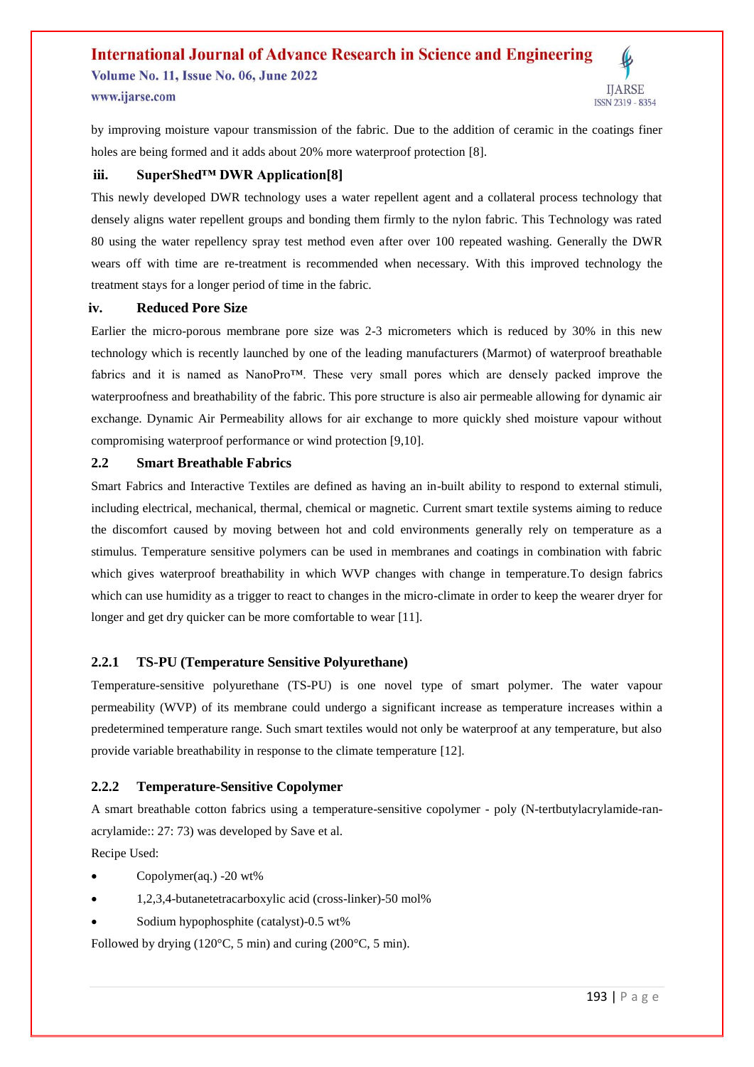by improving moisture vapour transmission of the fabric. Due to the addition of ceramic in the coatings finer holes are being formed and it adds about 20% more waterproof protection [8].

#### iii. SuperShed™ DWR Application[8]

This newly developed DWR technology uses a water repellent agent and a collateral process technology that densely aligns water repellent groups and bonding them firmly to the nylon fabric. This Technology was rated 80 using the water repellency spray test method even after over 100 repeated washing. Generally the DWR wears off with time are re-treatment is recommended when necessary. With this improved technology the treatment stays for a longer period of time in the fabric.

#### iv. Reduced Pore Size

Earlier the micro-porous membrane pore size was 2-3 micrometers which is reduced by 30% in this new technology which is recently launched by one of the leading manufacturers (Marmot) of waterproof breathable fabrics and it is named as NanoPro™. These very small pores which are densely packed improve the waterproofness and breathability of the fabric. This pore structure is also air permeable allowing for dynamic air exchange. Dynamic Air Permeability allows for air exchange to more quickly shed moisture vapour without compromising waterproof performance or wind protection [9,10].

## 2.2 Smart Breathable Fabrics

Smart Fabrics and Interactive Textiles are defined as having an in-built ability to respond to external stimuli, including electrical, mechanical, thermal, chemical or magnetic. Current smart textile systems aiming to reduce the discomfort caused by moving between hot and cold environments generally rely on temperature as a stimulus. Temperature sensitive polymers can be used in membranes and coatings in combination with fabric which gives waterproof breathability in which WVP changes with change in temperature.To design fabrics which can use humidity as a trigger to react to changes in the micro-climate in order to keep the wearer dryer for longer and get dry quicker can be more comfortable to wear [11].

### 2.2.1 TS-PU (Temperature Sensitive Polyurethane)

Temperature-sensitive polyurethane (TS-PU) is one novel type of smart polymer. The water vapour permeability (WVP) of its membrane could undergo a significant increase as temperature increases within a predetermined temperature range. Such smart textiles would not only be waterproof at any temperature, but also provide variable breathability in response to the climate temperature [12].

### 2.2.2 Temperature-Sensitive Copolymer

A smart breathable cotton fabrics using a temperature-sensitive copolymer - poly (N-tertbutylacrylamide-ran-acrylamide:: 27: 73) was developed by Save et al.

Recipe Used:

- Copolymer(aq.) -20 wt%
- 1,2,3,4-butanetetracarboxylic acid (cross-linker)-50 mol%
- Sodium hypophosphite (catalyst)-0.5 wt%

Followed by drying (120°C, 5 min) and curing (200°C, 5 min).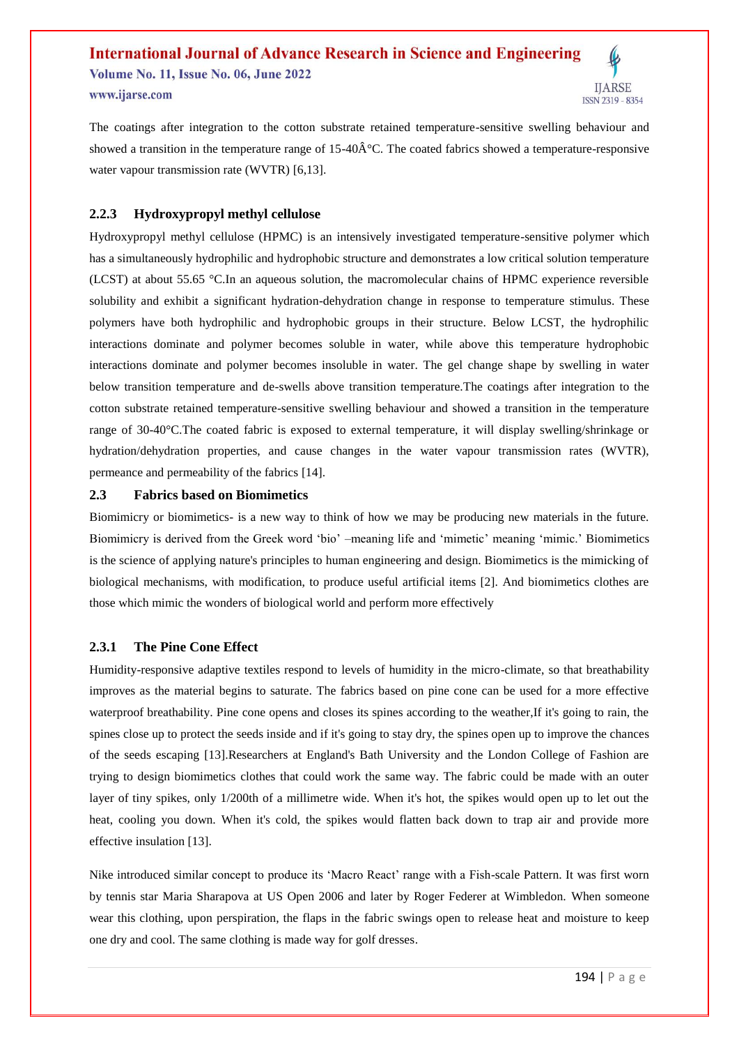The coatings after integration to the cotton substrate retained temperature-sensitive swelling behaviour and showed a transition in the temperature range of 15-40Â°C. The coated fabrics showed a temperature-responsive water vapour transmission rate (WVTR) [6,13].

### 2.2.3 Hydroxypropyl methyl cellulose

Hydroxypropyl methyl cellulose (HPMC) is an intensively investigated temperature-sensitive polymer which has a simultaneously hydrophilic and hydrophobic structure and demonstrates a low critical solution temperature (LCST) at about 55.65 °C.In an aqueous solution, the macromolecular chains of HPMC experience reversible solubility and exhibit a significant hydration-dehydration change in response to temperature stimulus. These polymers have both hydrophilic and hydrophobic groups in their structure. Below LCST, the hydrophilic interactions dominate and polymer becomes soluble in water, while above this temperature hydrophobic interactions dominate and polymer becomes insoluble in water. The gel change shape by swelling in water below transition temperature and de-swells above transition temperature.The coatings after integration to the cotton substrate retained temperature-sensitive swelling behaviour and showed a transition in the temperature range of 30-40°C.The coated fabric is exposed to external temperature, it will display swelling/shrinkage or hydration/dehydration properties, and cause changes in the water vapour transmission rates (WVTR), permeance and permeability of the fabrics [14].

## 2.3 Fabrics based on Biomimetics

Biomimicry or biomimetics- is a new way to think of how we may be producing new materials in the future. Biomimicry is derived from the Greek word 'bio' –meaning life and 'mimetic' meaning 'mimic.' Biomimetics is the science of applying nature's principles to human engineering and design. Biomimetics is the mimicking of biological mechanisms, with modification, to produce useful artificial items [2]. And biomimetics clothes are those which mimic the wonders of biological world and perform more effectively

### 2.3.1 The Pine Cone Effect

Humidity-responsive adaptive textiles respond to levels of humidity in the micro-climate, so that breathability improves as the material begins to saturate. The fabrics based on pine cone can be used for a more effective waterproof breathability. Pine cone opens and closes its spines according to the weather,If it's going to rain, the spines close up to protect the seeds inside and if it's going to stay dry, the spines open up to improve the chances of the seeds escaping [13].Researchers at England's Bath University and the London College of Fashion are trying to design biomimetics clothes that could work the same way. The fabric could be made with an outer layer of tiny spikes, only 1/200th of a millimetre wide. When it's hot, the spikes would open up to let out the heat, cooling you down. When it's cold, the spikes would flatten back down to trap air and provide more effective insulation [13].

Nike introduced similar concept to produce its 'Macro React' range with a Fish-scale Pattern. It was first worn by tennis star Maria Sharapova at US Open 2006 and later by Roger Federer at Wimbledon. When someone wear this clothing, upon perspiration, the flaps in the fabric swings open to release heat and moisture to keep one dry and cool. The same clothing is made way for golf dresses.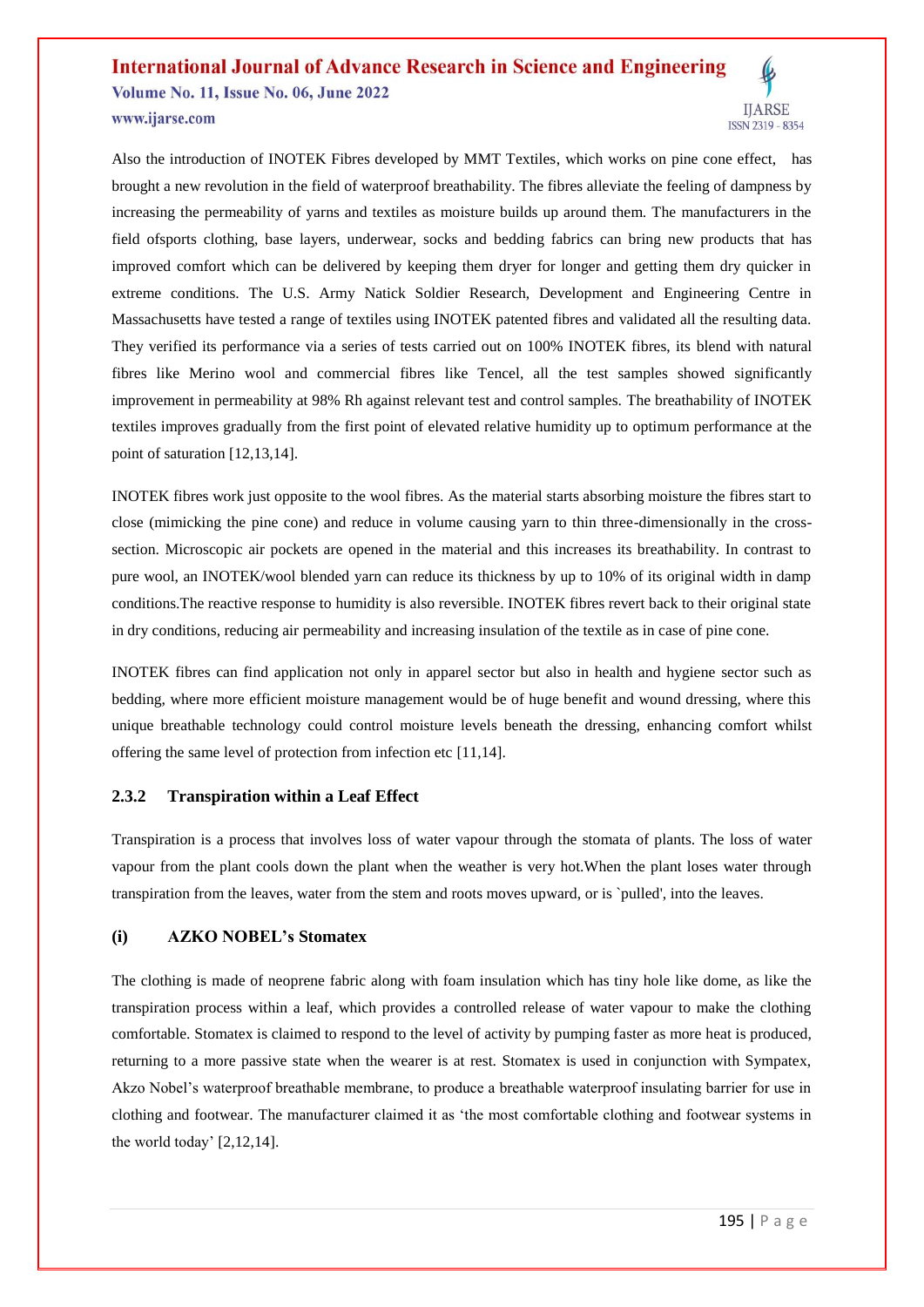Also the introduction of INOTEK Fibres developed by MMT Textiles, which works on pine cone effect, has brought a new revolution in the field of waterproof breathability. The fibres alleviate the feeling of dampness by increasing the permeability of yarns and textiles as moisture builds up around them. The manufacturers in the field ofsports clothing, base layers, underwear, socks and bedding fabrics can bring new products that has improved comfort which can be delivered by keeping them dryer for longer and getting them dry quicker in extreme conditions. The U.S. Army Natick Soldier Research, Development and Engineering Centre in Massachusetts have tested a range of textiles using INOTEK patented fibres and validated all the resulting data. They verified its performance via a series of tests carried out on 100% INOTEK fibres, its blend with natural fibres like Merino wool and commercial fibres like Tencel, all the test samples showed significantly improvement in permeability at 98% Rh against relevant test and control samples. The breathability of INOTEK textiles improves gradually from the first point of elevated relative humidity up to optimum performance at the point of saturation [12,13,14].

INOTEK fibres work just opposite to the wool fibres. As the material starts absorbing moisture the fibres start to close (mimicking the pine cone) and reduce in volume causing yarn to thin three-dimensionally in the cross-section. Microscopic air pockets are opened in the material and this increases its breathability. In contrast to pure wool, an INOTEK/wool blended yarn can reduce its thickness by up to 10% of its original width in damp conditions.The reactive response to humidity is also reversible. INOTEK fibres revert back to their original state in dry conditions, reducing air permeability and increasing insulation of the textile as in case of pine cone.

INOTEK fibres can find application not only in apparel sector but also in health and hygiene sector such as bedding, where more efficient moisture management would be of huge benefit and wound dressing, where this unique breathable technology could control moisture levels beneath the dressing, enhancing comfort whilst offering the same level of protection from infection etc [11,14].

### 2.3.2 Transpiration within a Leaf Effect

Transpiration is a process that involves loss of water vapour through the stomata of plants. The loss of water vapour from the plant cools down the plant when the weather is very hot.When the plant loses water through transpiration from the leaves, water from the stem and roots moves upward, or is `pulled', into the leaves.

#### (i) AZKO NOBEL's Stomatex

The clothing is made of neoprene fabric along with foam insulation which has tiny hole like dome, as like the transpiration process within a leaf, which provides a controlled release of water vapour to make the clothing comfortable. Stomatex is claimed to respond to the level of activity by pumping faster as more heat is produced, returning to a more passive state when the wearer is at rest. Stomatex is used in conjunction with Sympatex, Akzo Nobel's waterproof breathable membrane, to produce a breathable waterproof insulating barrier for use in clothing and footwear. The manufacturer claimed it as 'the most comfortable clothing and footwear systems in the world today' [2,12,14].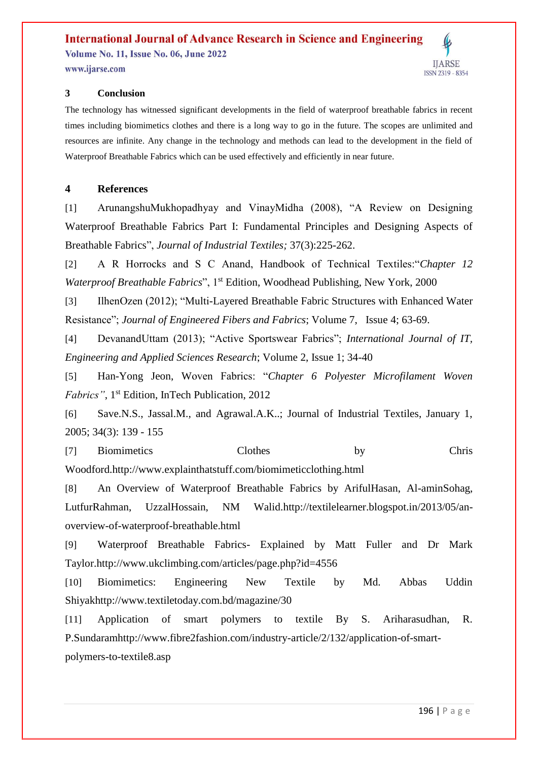## 3 Conclusion

The technology has witnessed significant developments in the field of waterproof breathable fabrics in recent times including biomimetics clothes and there is a long way to go in the future. The scopes are unlimited and resources are infinite. Any change in the technology and methods can lead to the development in the field of Waterproof Breathable Fabrics which can be used effectively and efficiently in near future.

## 4 References

[1] ArunangshuMukhopadhyay and VinayMidha (2008), "A Review on Designing Waterproof Breathable Fabrics Part I: Fundamental Principles and Designing Aspects of Breathable Fabrics", *Journal of Industrial Textiles;* 37(3):225-262.

[2] A R Horrocks and S C Anand, Handbook of Technical Textiles:"*Chapter 12 Waterproof Breathable Fabrics*", 1st Edition, Woodhead Publishing, New York, 2000

[3] IlhenOzen (2012); "Multi-Layered Breathable Fabric Structures with Enhanced Water Resistance"; *Journal of Engineered Fibers and Fabrics*; Volume 7, Issue 4; 63-69.

[4] DevanandUttam (2013); "Active Sportswear Fabrics"; *International Journal of IT, Engineering and Applied Sciences Research*; Volume 2, Issue 1; 34-40

[5] Han-Yong Jeon, Woven Fabrics: "*Chapter 6 Polyester Microfilament Woven Fabrics"*, 1st Edition, InTech Publication, 2012

[6] Save.N.S., Jassal.M., and Agrawal.A.K..; Journal of Industrial Textiles, January 1, 2005; 34(3): 139 - 155

[7] Biomimetics Clothes by Chris Woodford.http://www.explainthatstuff.com/biomimeticclothing.html

[8] An Overview of Waterproof Breathable Fabrics by ArifulHasan, Al-aminSohag, LutfurRahman, UzzalHossain, NM Walid.http://textilelearner.blogspot.in/2013/05/an-overview-of-waterproof-breathable.html

[9] Waterproof Breathable Fabrics- Explained by Matt Fuller and Dr Mark Taylor.http://www.ukclimbing.com/articles/page.php?id=4556

[10] Biomimetics: Engineering New Textile by Md. Abbas Uddin Shiyakhttp://www.textiletoday.com.bd/magazine/30

[11] Application of smart polymers to textile By S. Ariharasudhan, R. P.Sundaramhttp://www.fibre2fashion.com/industry-article/2/132/application-of-smart-polymers-to-textile8.asp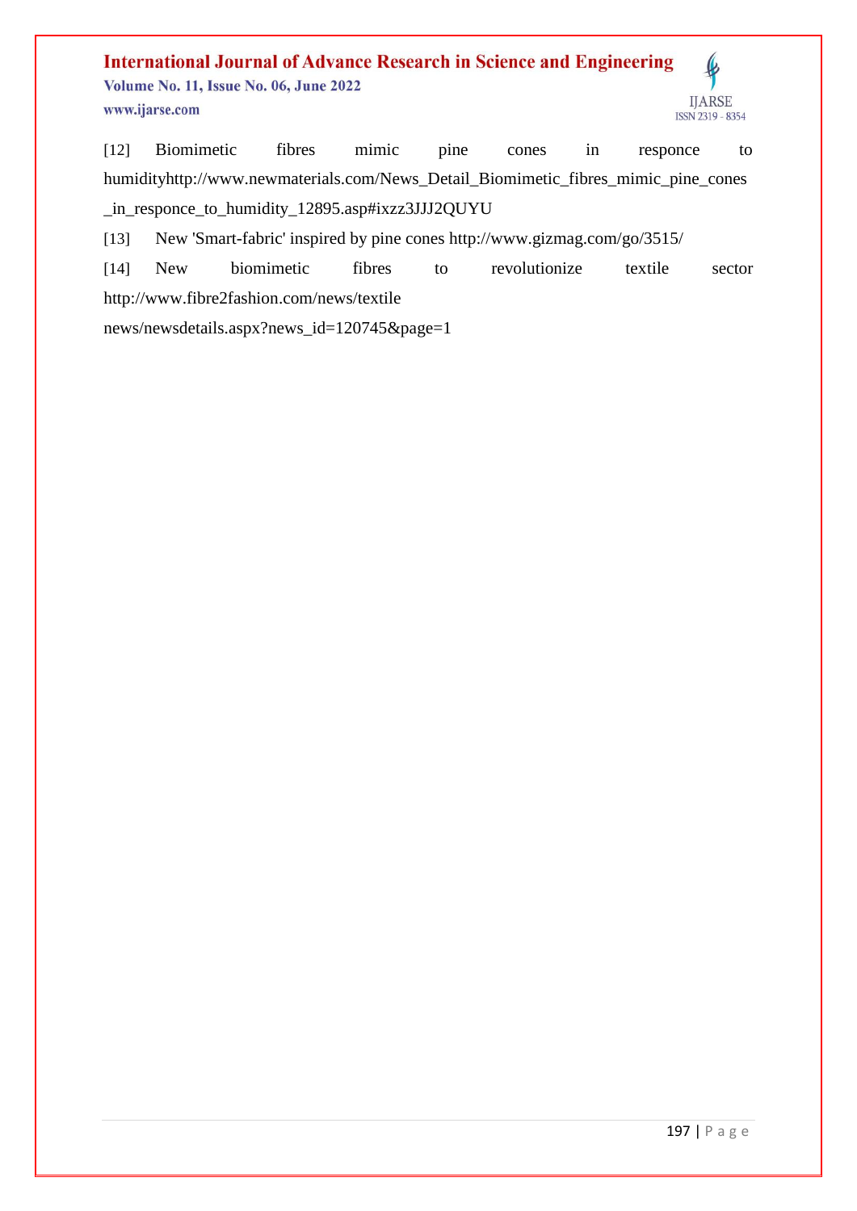[12] Biomimetic fibres mimic pine cones in responce to humidityhttp://www.newmaterials.com/News_Detail_Biomimetic_fibres_mimic_pine_cones_in_responce_to_humidity_12895.asp#ixzz3JJJ2QUYU

[13] New 'Smart-fabric' inspired by pine cones http://www.gizmag.com/go/3515/

[14] New biomimetic fibres to revolutionize textile sector http://www.fibre2fashion.com/news/textile news/newsdetails.aspx?news_id=120745&page=1